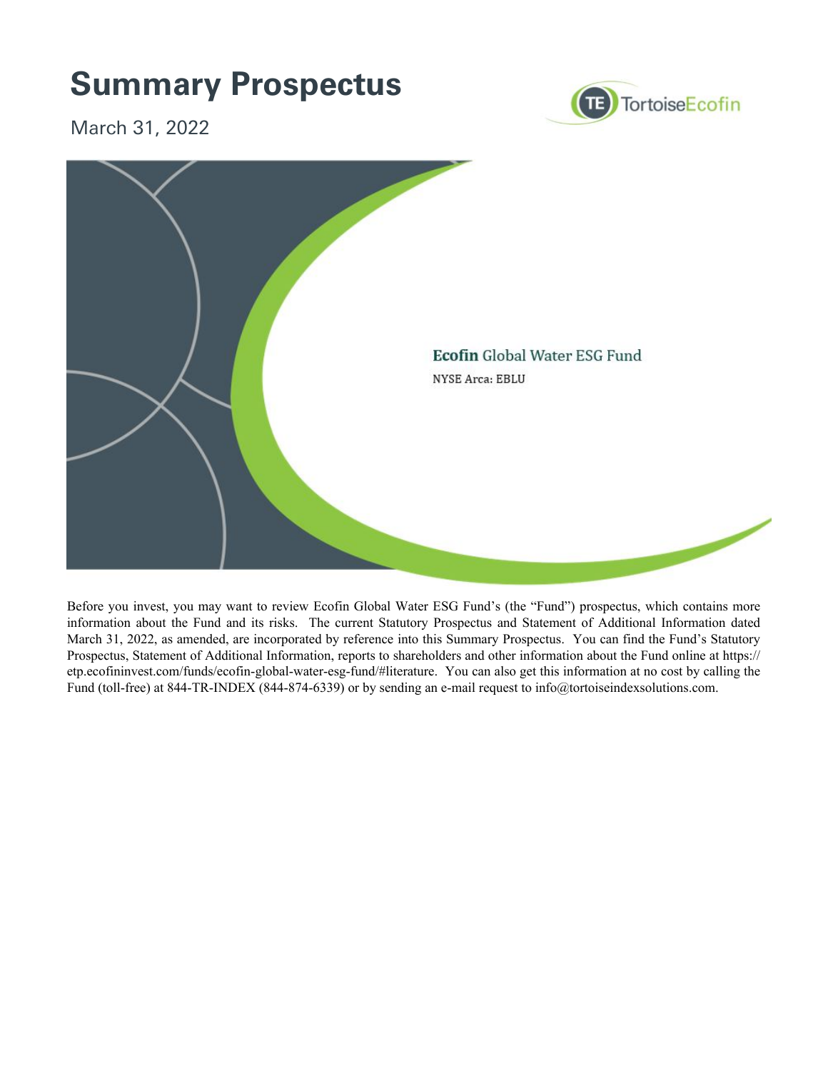# Summary Prospectus

March 31, 2022

TortoiseEcofin

**Ecofin** Global Water ESG Fund

NYSE Arca: EBLU

Before you invest, you may want to review Ecofin Global Water ESG Fund's (the "Fund") prospectus, which contains more information about the Fund and its risks. The current Statutory Prospectus and Statement of Additional Information dated March 31, 2022, as amended, are incorporated by reference into this Summary Prospectus. You can find the Fund's Statutory Prospectus, Statement of Additional Information, reports to shareholders and other information about the Fund online at https://etp.ecofininvest.com/funds/ecofin-global-water-esg-fund/#literature. You can also get this information at no cost by calling the Fund (toll-free) at 844-TR-INDEX (844-874-6339) or by sending an e-mail request to info@tortoiseindexsolutions.com.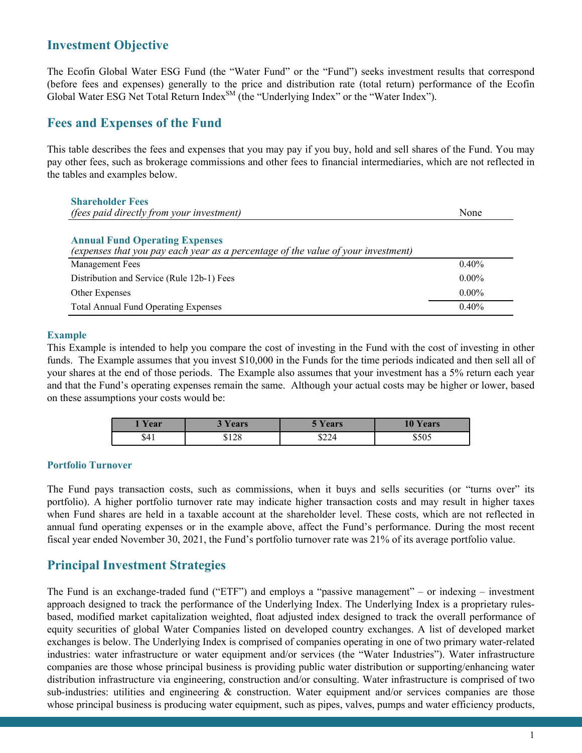## Investment Objective

The Ecofin Global Water ESG Fund (the "Water Fund" or the "Fund") seeks investment results that correspond (before fees and expenses) generally to the price and distribution rate (total return) performance of the Ecofin Global Water ESG Net Total Return Index[SM] (the "Underlying Index" or the "Water Index").

## Fees and Expenses of the Fund

This table describes the fees and expenses that you may pay if you buy, hold and sell shares of the Fund. You may pay other fees, such as brokerage commissions and other fees to financial intermediaries, which are not reflected in the tables and examples below.

| **Shareholder Fees** *(fees paid directly from your investment)* | None |
|---|---|

| **Annual Fund Operating Expenses** *(expenses that you pay each year as a percentage of the value of your investment)* | |
|---|---|
| Management Fees | 0.40% |
| Distribution and Service (Rule 12b-1) Fees | 0.00% |
| Other Expenses | 0.00% |
| Total Annual Fund Operating Expenses | 0.40% |

### Example

This Example is intended to help you compare the cost of investing in the Fund with the cost of investing in other funds. The Example assumes that you invest $10,000 in the Funds for the time periods indicated and then sell all of your shares at the end of those periods. The Example also assumes that your investment has a 5% return each year and that the Fund's operating expenses remain the same. Although your actual costs may be higher or lower, based on these assumptions your costs would be:

| 1 Year | 3 Years | 5 Years | 10 Years |
|---|---|---|---|
| $41 | $128 | $224 | $505 |

### Portfolio Turnover

The Fund pays transaction costs, such as commissions, when it buys and sells securities (or "turns over" its portfolio). A higher portfolio turnover rate may indicate higher transaction costs and may result in higher taxes when Fund shares are held in a taxable account at the shareholder level. These costs, which are not reflected in annual fund operating expenses or in the example above, affect the Fund's performance. During the most recent fiscal year ended November 30, 2021, the Fund's portfolio turnover rate was 21% of its average portfolio value.

## Principal Investment Strategies

The Fund is an exchange-traded fund ("ETF") and employs a "passive management" – or indexing – investment approach designed to track the performance of the Underlying Index. The Underlying Index is a proprietary rules-based, modified market capitalization weighted, float adjusted index designed to track the overall performance of equity securities of global Water Companies listed on developed country exchanges. A list of developed market exchanges is below. The Underlying Index is comprised of companies operating in one of two primary water-related industries: water infrastructure or water equipment and/or services (the "Water Industries"). Water infrastructure companies are those whose principal business is providing public water distribution or supporting/enhancing water distribution infrastructure via engineering, construction and/or consulting. Water infrastructure is comprised of two sub-industries: utilities and engineering & construction. Water equipment and/or services companies are those whose principal business is producing water equipment, such as pipes, valves, pumps and water efficiency products,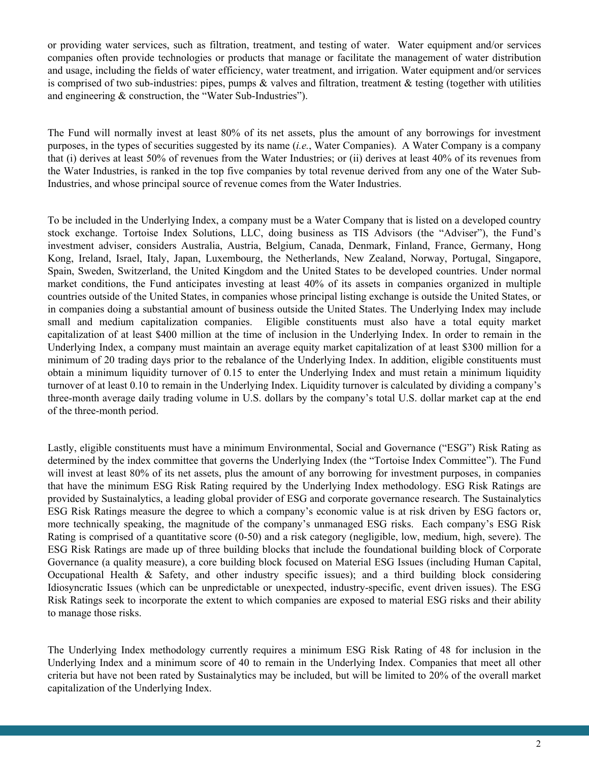or providing water services, such as filtration, treatment, and testing of water. Water equipment and/or services companies often provide technologies or products that manage or facilitate the management of water distribution and usage, including the fields of water efficiency, water treatment, and irrigation. Water equipment and/or services is comprised of two sub-industries: pipes, pumps & valves and filtration, treatment & testing (together with utilities and engineering & construction, the "Water Sub-Industries").

The Fund will normally invest at least 80% of its net assets, plus the amount of any borrowings for investment purposes, in the types of securities suggested by its name (*i.e.*, Water Companies). A Water Company is a company that (i) derives at least 50% of revenues from the Water Industries; or (ii) derives at least 40% of its revenues from the Water Industries, is ranked in the top five companies by total revenue derived from any one of the Water Sub-Industries, and whose principal source of revenue comes from the Water Industries.

To be included in the Underlying Index, a company must be a Water Company that is listed on a developed country stock exchange. Tortoise Index Solutions, LLC, doing business as TIS Advisors (the "Adviser"), the Fund's investment adviser, considers Australia, Austria, Belgium, Canada, Denmark, Finland, France, Germany, Hong Kong, Ireland, Israel, Italy, Japan, Luxembourg, the Netherlands, New Zealand, Norway, Portugal, Singapore, Spain, Sweden, Switzerland, the United Kingdom and the United States to be developed countries. Under normal market conditions, the Fund anticipates investing at least 40% of its assets in companies organized in multiple countries outside of the United States, in companies whose principal listing exchange is outside the United States, or in companies doing a substantial amount of business outside the United States. The Underlying Index may include small and medium capitalization companies. Eligible constituents must also have a total equity market capitalization of at least $400 million at the time of inclusion in the Underlying Index. In order to remain in the Underlying Index, a company must maintain an average equity market capitalization of at least $300 million for a minimum of 20 trading days prior to the rebalance of the Underlying Index. In addition, eligible constituents must obtain a minimum liquidity turnover of 0.15 to enter the Underlying Index and must retain a minimum liquidity turnover of at least 0.10 to remain in the Underlying Index. Liquidity turnover is calculated by dividing a company's three-month average daily trading volume in U.S. dollars by the company's total U.S. dollar market cap at the end of the three-month period.

Lastly, eligible constituents must have a minimum Environmental, Social and Governance ("ESG") Risk Rating as determined by the index committee that governs the Underlying Index (the "Tortoise Index Committee"). The Fund will invest at least 80% of its net assets, plus the amount of any borrowing for investment purposes, in companies that have the minimum ESG Risk Rating required by the Underlying Index methodology. ESG Risk Ratings are provided by Sustainalytics, a leading global provider of ESG and corporate governance research. The Sustainalytics ESG Risk Ratings measure the degree to which a company's economic value is at risk driven by ESG factors or, more technically speaking, the magnitude of the company's unmanaged ESG risks. Each company's ESG Risk Rating is comprised of a quantitative score (0-50) and a risk category (negligible, low, medium, high, severe). The ESG Risk Ratings are made up of three building blocks that include the foundational building block of Corporate Governance (a quality measure), a core building block focused on Material ESG Issues (including Human Capital, Occupational Health & Safety, and other industry specific issues); and a third building block considering Idiosyncratic Issues (which can be unpredictable or unexpected, industry-specific, event driven issues). The ESG Risk Ratings seek to incorporate the extent to which companies are exposed to material ESG risks and their ability to manage those risks.

The Underlying Index methodology currently requires a minimum ESG Risk Rating of 48 for inclusion in the Underlying Index and a minimum score of 40 to remain in the Underlying Index. Companies that meet all other criteria but have not been rated by Sustainalytics may be included, but will be limited to 20% of the overall market capitalization of the Underlying Index.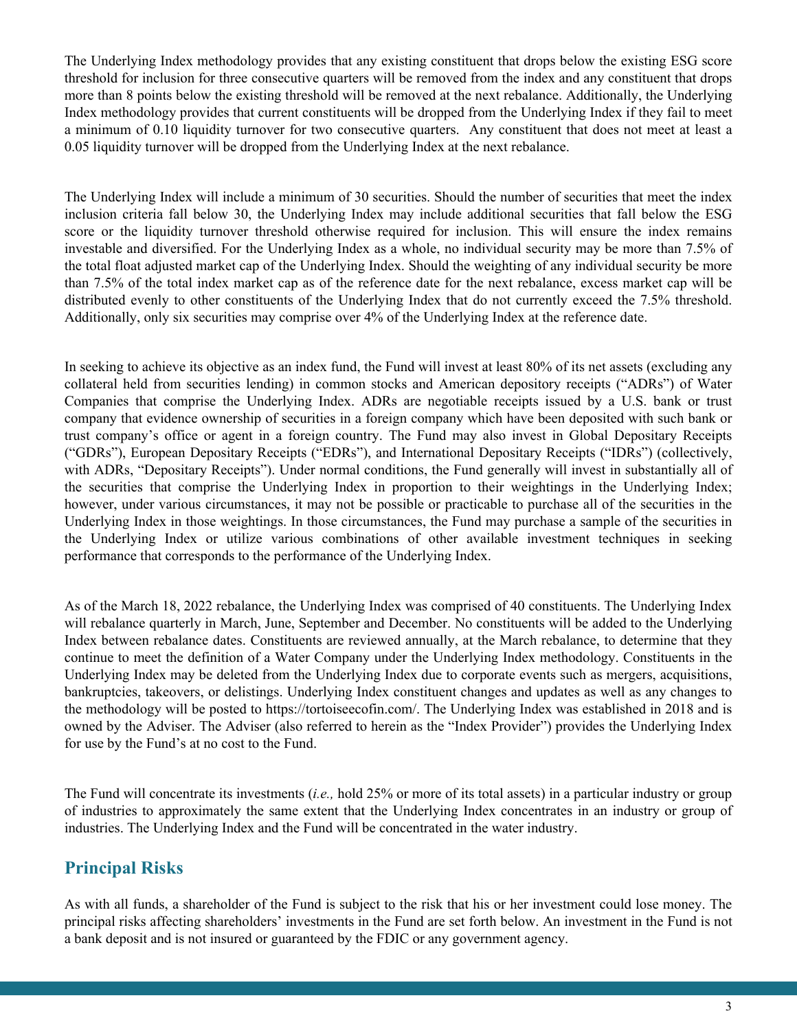The Underlying Index methodology provides that any existing constituent that drops below the existing ESG score threshold for inclusion for three consecutive quarters will be removed from the index and any constituent that drops more than 8 points below the existing threshold will be removed at the next rebalance. Additionally, the Underlying Index methodology provides that current constituents will be dropped from the Underlying Index if they fail to meet a minimum of 0.10 liquidity turnover for two consecutive quarters. Any constituent that does not meet at least a 0.05 liquidity turnover will be dropped from the Underlying Index at the next rebalance.

The Underlying Index will include a minimum of 30 securities. Should the number of securities that meet the index inclusion criteria fall below 30, the Underlying Index may include additional securities that fall below the ESG score or the liquidity turnover threshold otherwise required for inclusion. This will ensure the index remains investable and diversified. For the Underlying Index as a whole, no individual security may be more than 7.5% of the total float adjusted market cap of the Underlying Index. Should the weighting of any individual security be more than 7.5% of the total index market cap as of the reference date for the next rebalance, excess market cap will be distributed evenly to other constituents of the Underlying Index that do not currently exceed the 7.5% threshold. Additionally, only six securities may comprise over 4% of the Underlying Index at the reference date.

In seeking to achieve its objective as an index fund, the Fund will invest at least 80% of its net assets (excluding any collateral held from securities lending) in common stocks and American depository receipts ("ADRs") of Water Companies that comprise the Underlying Index. ADRs are negotiable receipts issued by a U.S. bank or trust company that evidence ownership of securities in a foreign company which have been deposited with such bank or trust company's office or agent in a foreign country. The Fund may also invest in Global Depositary Receipts ("GDRs"), European Depositary Receipts ("EDRs"), and International Depositary Receipts ("IDRs") (collectively, with ADRs, "Depositary Receipts"). Under normal conditions, the Fund generally will invest in substantially all of the securities that comprise the Underlying Index in proportion to their weightings in the Underlying Index; however, under various circumstances, it may not be possible or practicable to purchase all of the securities in the Underlying Index in those weightings. In those circumstances, the Fund may purchase a sample of the securities in the Underlying Index or utilize various combinations of other available investment techniques in seeking performance that corresponds to the performance of the Underlying Index.

As of the March 18, 2022 rebalance, the Underlying Index was comprised of 40 constituents. The Underlying Index will rebalance quarterly in March, June, September and December. No constituents will be added to the Underlying Index between rebalance dates. Constituents are reviewed annually, at the March rebalance, to determine that they continue to meet the definition of a Water Company under the Underlying Index methodology. Constituents in the Underlying Index may be deleted from the Underlying Index due to corporate events such as mergers, acquisitions, bankruptcies, takeovers, or delistings. Underlying Index constituent changes and updates as well as any changes to the methodology will be posted to https://tortoiseecofin.com/. The Underlying Index was established in 2018 and is owned by the Adviser. The Adviser (also referred to herein as the "Index Provider") provides the Underlying Index for use by the Fund's at no cost to the Fund.

The Fund will concentrate its investments (*i.e.,* hold 25% or more of its total assets) in a particular industry or group of industries to approximately the same extent that the Underlying Index concentrates in an industry or group of industries. The Underlying Index and the Fund will be concentrated in the water industry.

## Principal Risks

As with all funds, a shareholder of the Fund is subject to the risk that his or her investment could lose money. The principal risks affecting shareholders' investments in the Fund are set forth below. An investment in the Fund is not a bank deposit and is not insured or guaranteed by the FDIC or any government agency.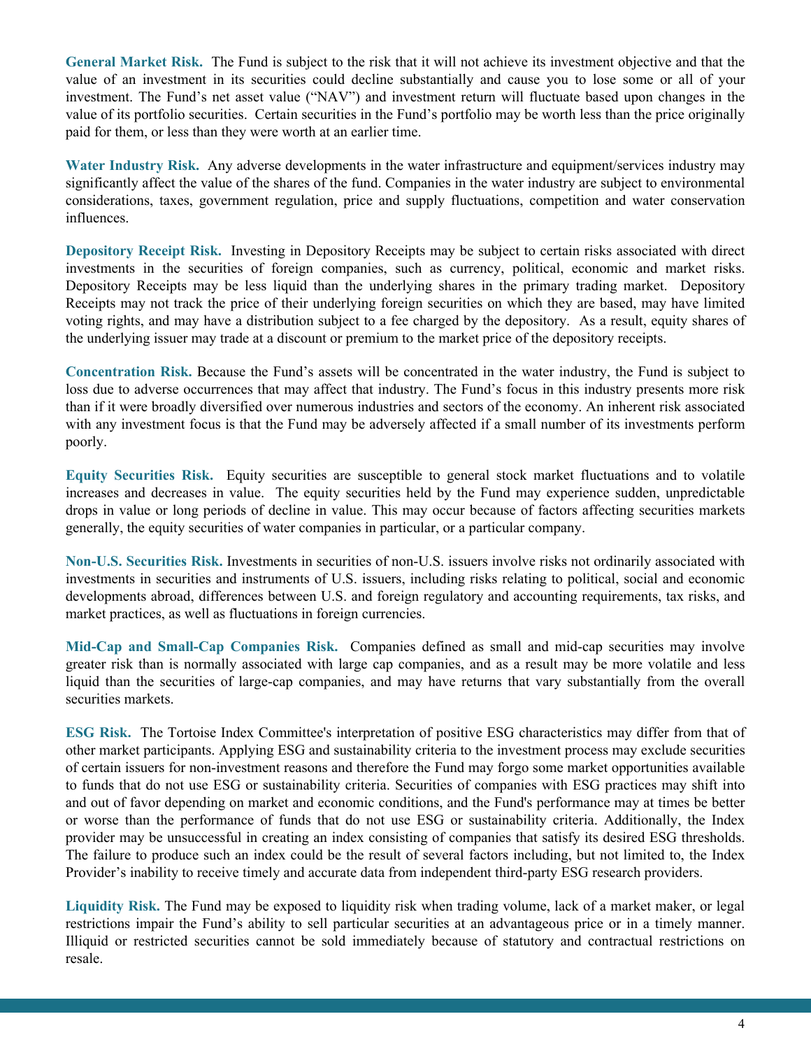**General Market Risk.** The Fund is subject to the risk that it will not achieve its investment objective and that the value of an investment in its securities could decline substantially and cause you to lose some or all of your investment. The Fund's net asset value ("NAV") and investment return will fluctuate based upon changes in the value of its portfolio securities. Certain securities in the Fund's portfolio may be worth less than the price originally paid for them, or less than they were worth at an earlier time.

**Water Industry Risk.** Any adverse developments in the water infrastructure and equipment/services industry may significantly affect the value of the shares of the fund. Companies in the water industry are subject to environmental considerations, taxes, government regulation, price and supply fluctuations, competition and water conservation influences.

**Depository Receipt Risk.** Investing in Depository Receipts may be subject to certain risks associated with direct investments in the securities of foreign companies, such as currency, political, economic and market risks. Depository Receipts may be less liquid than the underlying shares in the primary trading market. Depository Receipts may not track the price of their underlying foreign securities on which they are based, may have limited voting rights, and may have a distribution subject to a fee charged by the depository. As a result, equity shares of the underlying issuer may trade at a discount or premium to the market price of the depository receipts.

**Concentration Risk.** Because the Fund's assets will be concentrated in the water industry, the Fund is subject to loss due to adverse occurrences that may affect that industry. The Fund's focus in this industry presents more risk than if it were broadly diversified over numerous industries and sectors of the economy. An inherent risk associated with any investment focus is that the Fund may be adversely affected if a small number of its investments perform poorly.

**Equity Securities Risk.** Equity securities are susceptible to general stock market fluctuations and to volatile increases and decreases in value. The equity securities held by the Fund may experience sudden, unpredictable drops in value or long periods of decline in value. This may occur because of factors affecting securities markets generally, the equity securities of water companies in particular, or a particular company.

**Non-U.S. Securities Risk.** Investments in securities of non-U.S. issuers involve risks not ordinarily associated with investments in securities and instruments of U.S. issuers, including risks relating to political, social and economic developments abroad, differences between U.S. and foreign regulatory and accounting requirements, tax risks, and market practices, as well as fluctuations in foreign currencies.

**Mid-Cap and Small-Cap Companies Risk.** Companies defined as small and mid-cap securities may involve greater risk than is normally associated with large cap companies, and as a result may be more volatile and less liquid than the securities of large-cap companies, and may have returns that vary substantially from the overall securities markets.

**ESG Risk.** The Tortoise Index Committee's interpretation of positive ESG characteristics may differ from that of other market participants. Applying ESG and sustainability criteria to the investment process may exclude securities of certain issuers for non-investment reasons and therefore the Fund may forgo some market opportunities available to funds that do not use ESG or sustainability criteria. Securities of companies with ESG practices may shift into and out of favor depending on market and economic conditions, and the Fund's performance may at times be better or worse than the performance of funds that do not use ESG or sustainability criteria. Additionally, the Index provider may be unsuccessful in creating an index consisting of companies that satisfy its desired ESG thresholds. The failure to produce such an index could be the result of several factors including, but not limited to, the Index Provider's inability to receive timely and accurate data from independent third-party ESG research providers.

**Liquidity Risk.** The Fund may be exposed to liquidity risk when trading volume, lack of a market maker, or legal restrictions impair the Fund's ability to sell particular securities at an advantageous price or in a timely manner. Illiquid or restricted securities cannot be sold immediately because of statutory and contractual restrictions on resale.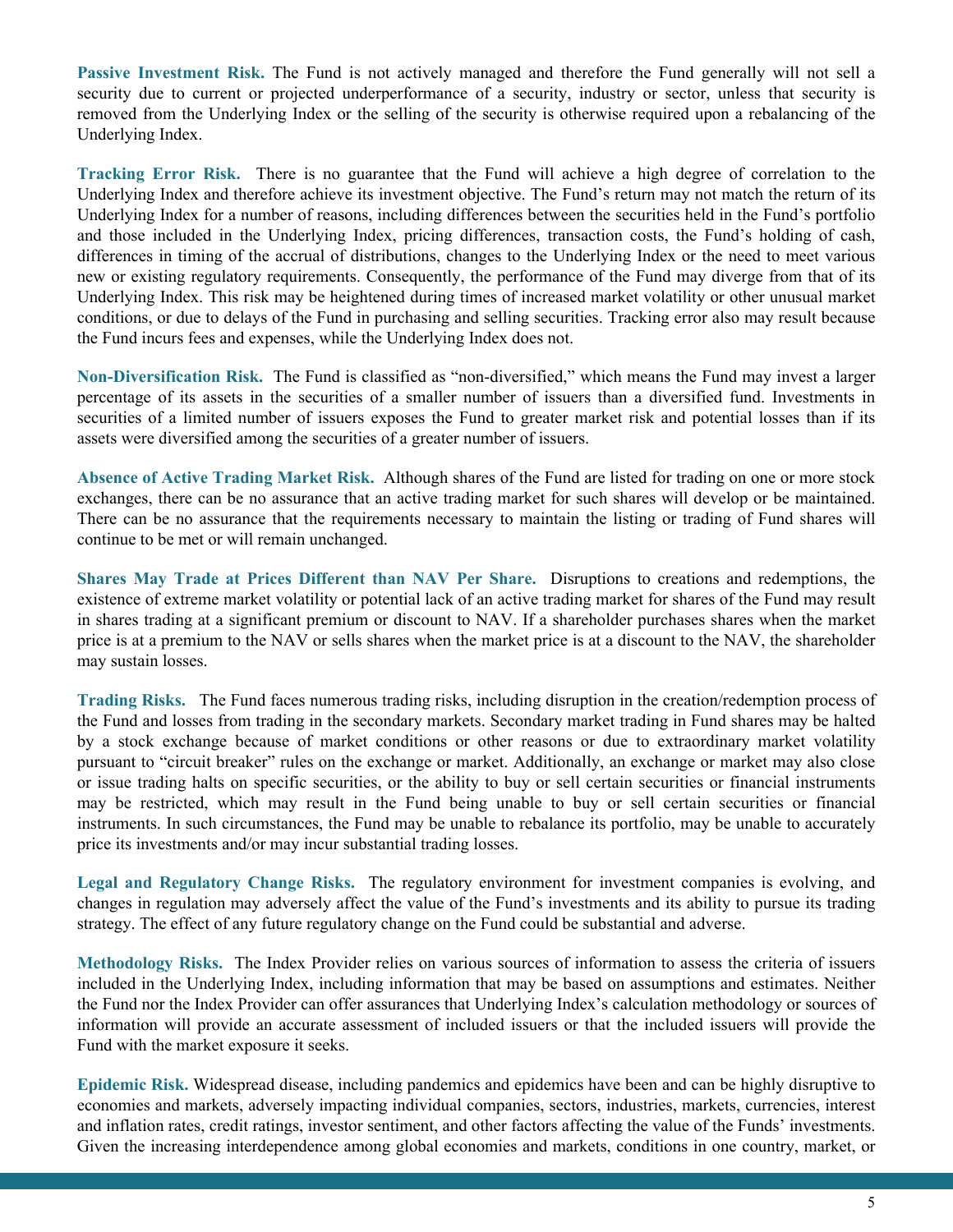**Passive Investment Risk.** The Fund is not actively managed and therefore the Fund generally will not sell a security due to current or projected underperformance of a security, industry or sector, unless that security is removed from the Underlying Index or the selling of the security is otherwise required upon a rebalancing of the Underlying Index.

**Tracking Error Risk.** There is no guarantee that the Fund will achieve a high degree of correlation to the Underlying Index and therefore achieve its investment objective. The Fund's return may not match the return of its Underlying Index for a number of reasons, including differences between the securities held in the Fund's portfolio and those included in the Underlying Index, pricing differences, transaction costs, the Fund's holding of cash, differences in timing of the accrual of distributions, changes to the Underlying Index or the need to meet various new or existing regulatory requirements. Consequently, the performance of the Fund may diverge from that of its Underlying Index. This risk may be heightened during times of increased market volatility or other unusual market conditions, or due to delays of the Fund in purchasing and selling securities. Tracking error also may result because the Fund incurs fees and expenses, while the Underlying Index does not.

**Non-Diversification Risk.** The Fund is classified as "non-diversified," which means the Fund may invest a larger percentage of its assets in the securities of a smaller number of issuers than a diversified fund. Investments in securities of a limited number of issuers exposes the Fund to greater market risk and potential losses than if its assets were diversified among the securities of a greater number of issuers.

**Absence of Active Trading Market Risk.** Although shares of the Fund are listed for trading on one or more stock exchanges, there can be no assurance that an active trading market for such shares will develop or be maintained. There can be no assurance that the requirements necessary to maintain the listing or trading of Fund shares will continue to be met or will remain unchanged.

**Shares May Trade at Prices Different than NAV Per Share.** Disruptions to creations and redemptions, the existence of extreme market volatility or potential lack of an active trading market for shares of the Fund may result in shares trading at a significant premium or discount to NAV. If a shareholder purchases shares when the market price is at a premium to the NAV or sells shares when the market price is at a discount to the NAV, the shareholder may sustain losses.

**Trading Risks.** The Fund faces numerous trading risks, including disruption in the creation/redemption process of the Fund and losses from trading in the secondary markets. Secondary market trading in Fund shares may be halted by a stock exchange because of market conditions or other reasons or due to extraordinary market volatility pursuant to "circuit breaker" rules on the exchange or market. Additionally, an exchange or market may also close or issue trading halts on specific securities, or the ability to buy or sell certain securities or financial instruments may be restricted, which may result in the Fund being unable to buy or sell certain securities or financial instruments. In such circumstances, the Fund may be unable to rebalance its portfolio, may be unable to accurately price its investments and/or may incur substantial trading losses.

**Legal and Regulatory Change Risks.** The regulatory environment for investment companies is evolving, and changes in regulation may adversely affect the value of the Fund's investments and its ability to pursue its trading strategy. The effect of any future regulatory change on the Fund could be substantial and adverse.

**Methodology Risks.** The Index Provider relies on various sources of information to assess the criteria of issuers included in the Underlying Index, including information that may be based on assumptions and estimates. Neither the Fund nor the Index Provider can offer assurances that Underlying Index's calculation methodology or sources of information will provide an accurate assessment of included issuers or that the included issuers will provide the Fund with the market exposure it seeks.

**Epidemic Risk.** Widespread disease, including pandemics and epidemics have been and can be highly disruptive to economies and markets, adversely impacting individual companies, sectors, industries, markets, currencies, interest and inflation rates, credit ratings, investor sentiment, and other factors affecting the value of the Funds' investments. Given the increasing interdependence among global economies and markets, conditions in one country, market, or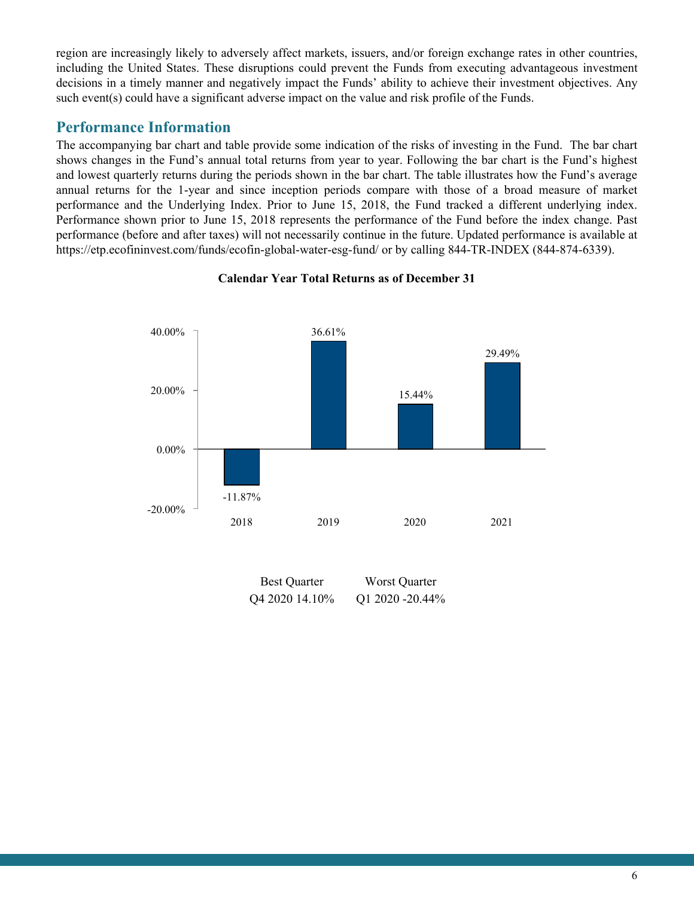region are increasingly likely to adversely affect markets, issuers, and/or foreign exchange rates in other countries, including the United States. These disruptions could prevent the Funds from executing advantageous investment decisions in a timely manner and negatively impact the Funds' ability to achieve their investment objectives. Any such event(s) could have a significant adverse impact on the value and risk profile of the Funds.

## Performance Information

The accompanying bar chart and table provide some indication of the risks of investing in the Fund. The bar chart shows changes in the Fund's annual total returns from year to year. Following the bar chart is the Fund's highest and lowest quarterly returns during the periods shown in the bar chart. The table illustrates how the Fund's average annual returns for the 1-year and since inception periods compare with those of a broad measure of market performance and the Underlying Index. Prior to June 15, 2018, the Fund tracked a different underlying index. Performance shown prior to June 15, 2018 represents the performance of the Fund before the index change. Past performance (before and after taxes) will not necessarily continue in the future. Updated performance is available at https://etp.ecofininvest.com/funds/ecofin-global-water-esg-fund/ or by calling 844-TR-INDEX (844-874-6339).

**Calendar Year Total Returns as of December 31**

| Year | Total Return |
|---|---|
| 2018 | -11.87% |
| 2019 | 36.61% |
| 2020 | 15.44% |
| 2021 | 29.49% |

| Best Quarter | Worst Quarter |
|---|---|
| Q4 2020 14.10% | Q1 2020 -20.44% |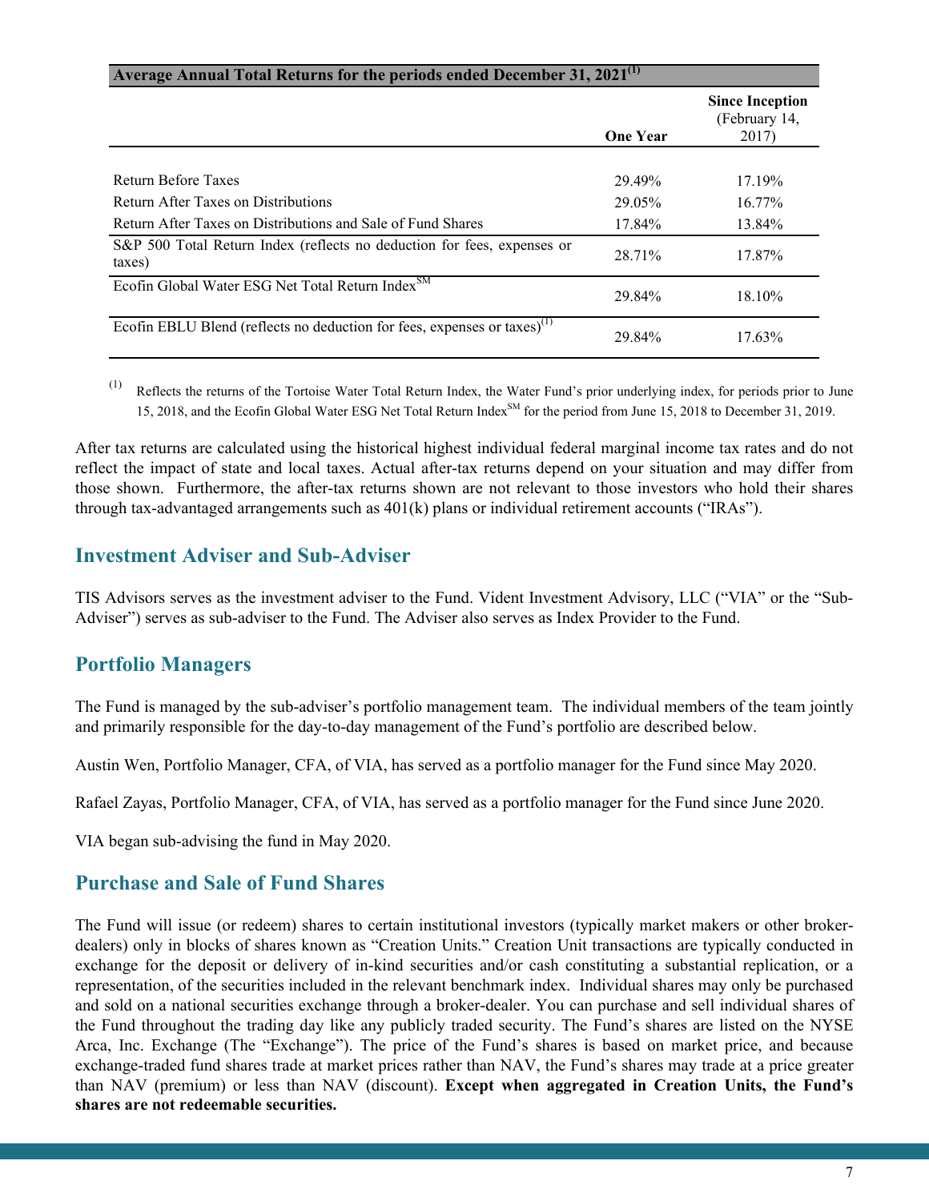| Average Annual Total Returns for the periods ended December 31, 2021[(1)] | | |
|---|---|---|
| | One Year | Since Inception (February 14, 2017) |
| Return Before Taxes | 29.49% | 17.19% |
| Return After Taxes on Distributions | 29.05% | 16.77% |
| Return After Taxes on Distributions and Sale of Fund Shares | 17.84% | 13.84% |
| S&P 500 Total Return Index (reflects no deduction for fees, expenses or taxes) | 28.71% | 17.87% |
| Ecofin Global Water ESG Net Total Return Index[SM] | 29.84% | 18.10% |
| Ecofin EBLU Blend (reflects no deduction for fees, expenses or taxes)[(1)] | 29.84% | 17.63% |

(1) Reflects the returns of the Tortoise Water Total Return Index, the Water Fund's prior underlying index, for periods prior to June 15, 2018, and the Ecofin Global Water ESG Net Total Return Index[SM] for the period from June 15, 2018 to December 31, 2019.

After tax returns are calculated using the historical highest individual federal marginal income tax rates and do not reflect the impact of state and local taxes. Actual after-tax returns depend on your situation and may differ from those shown. Furthermore, the after-tax returns shown are not relevant to those investors who hold their shares through tax-advantaged arrangements such as 401(k) plans or individual retirement accounts ("IRAs").

## Investment Adviser and Sub-Adviser

TIS Advisors serves as the investment adviser to the Fund. Vident Investment Advisory, LLC ("VIA" or the "Sub-Adviser") serves as sub-adviser to the Fund. The Adviser also serves as Index Provider to the Fund.

## Portfolio Managers

The Fund is managed by the sub-adviser's portfolio management team. The individual members of the team jointly and primarily responsible for the day-to-day management of the Fund's portfolio are described below.

Austin Wen, Portfolio Manager, CFA, of VIA, has served as a portfolio manager for the Fund since May 2020.

Rafael Zayas, Portfolio Manager, CFA, of VIA, has served as a portfolio manager for the Fund since June 2020.

VIA began sub-advising the fund in May 2020.

## Purchase and Sale of Fund Shares

The Fund will issue (or redeem) shares to certain institutional investors (typically market makers or other broker-dealers) only in blocks of shares known as "Creation Units." Creation Unit transactions are typically conducted in exchange for the deposit or delivery of in-kind securities and/or cash constituting a substantial replication, or a representation, of the securities included in the relevant benchmark index. Individual shares may only be purchased and sold on a national securities exchange through a broker-dealer. You can purchase and sell individual shares of the Fund throughout the trading day like any publicly traded security. The Fund's shares are listed on the NYSE Arca, Inc. Exchange (The "Exchange"). The price of the Fund's shares is based on market price, and because exchange-traded fund shares trade at market prices rather than NAV, the Fund's shares may trade at a price greater than NAV (premium) or less than NAV (discount). **Except when aggregated in Creation Units, the Fund's shares are not redeemable securities.**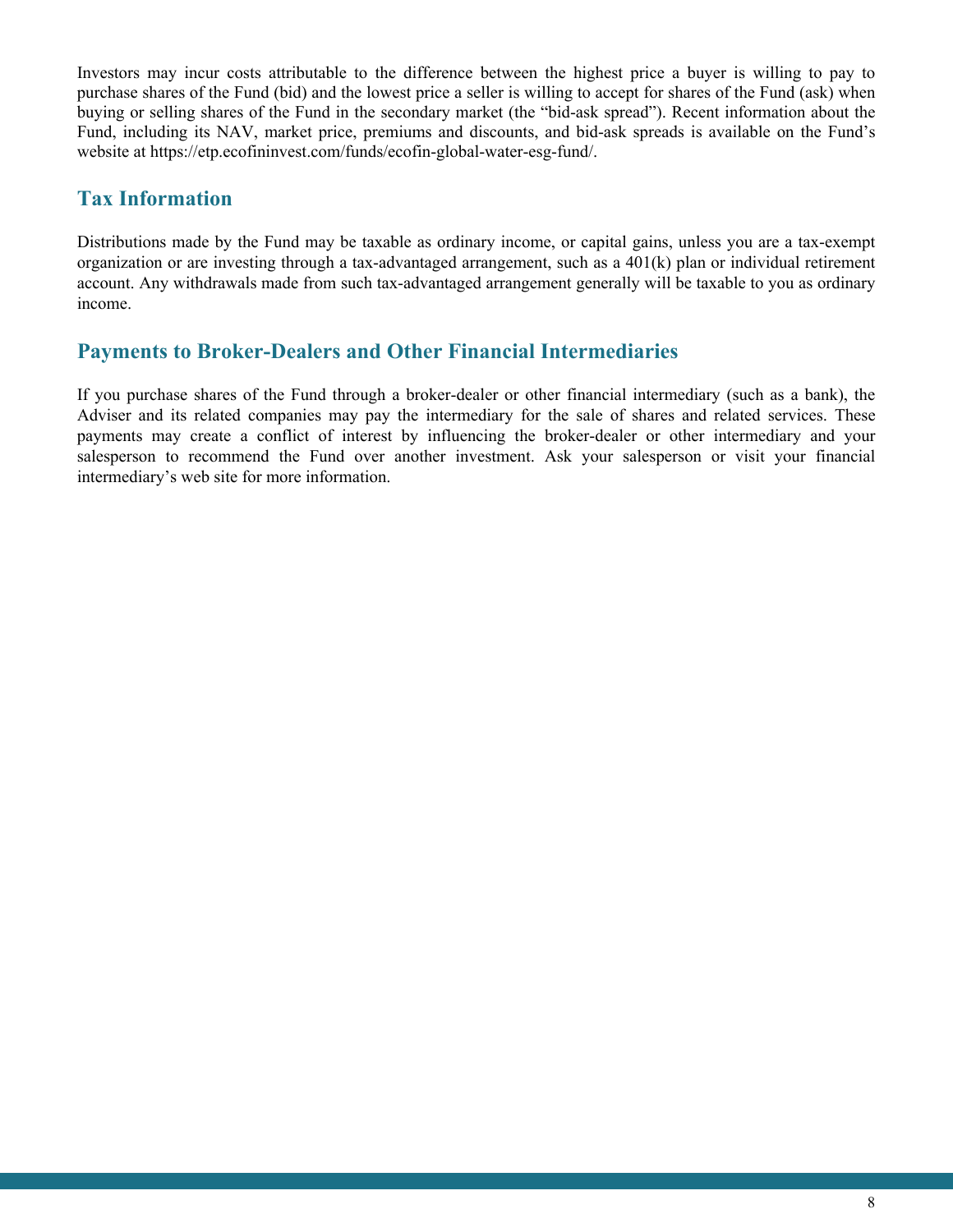Investors may incur costs attributable to the difference between the highest price a buyer is willing to pay to purchase shares of the Fund (bid) and the lowest price a seller is willing to accept for shares of the Fund (ask) when buying or selling shares of the Fund in the secondary market (the "bid-ask spread"). Recent information about the Fund, including its NAV, market price, premiums and discounts, and bid-ask spreads is available on the Fund's website at https://etp.ecofininvest.com/funds/ecofin-global-water-esg-fund/.

## Tax Information

Distributions made by the Fund may be taxable as ordinary income, or capital gains, unless you are a tax-exempt organization or are investing through a tax-advantaged arrangement, such as a 401(k) plan or individual retirement account. Any withdrawals made from such tax-advantaged arrangement generally will be taxable to you as ordinary income.

## Payments to Broker-Dealers and Other Financial Intermediaries

If you purchase shares of the Fund through a broker-dealer or other financial intermediary (such as a bank), the Adviser and its related companies may pay the intermediary for the sale of shares and related services. These payments may create a conflict of interest by influencing the broker-dealer or other intermediary and your salesperson to recommend the Fund over another investment. Ask your salesperson or visit your financial intermediary's web site for more information.